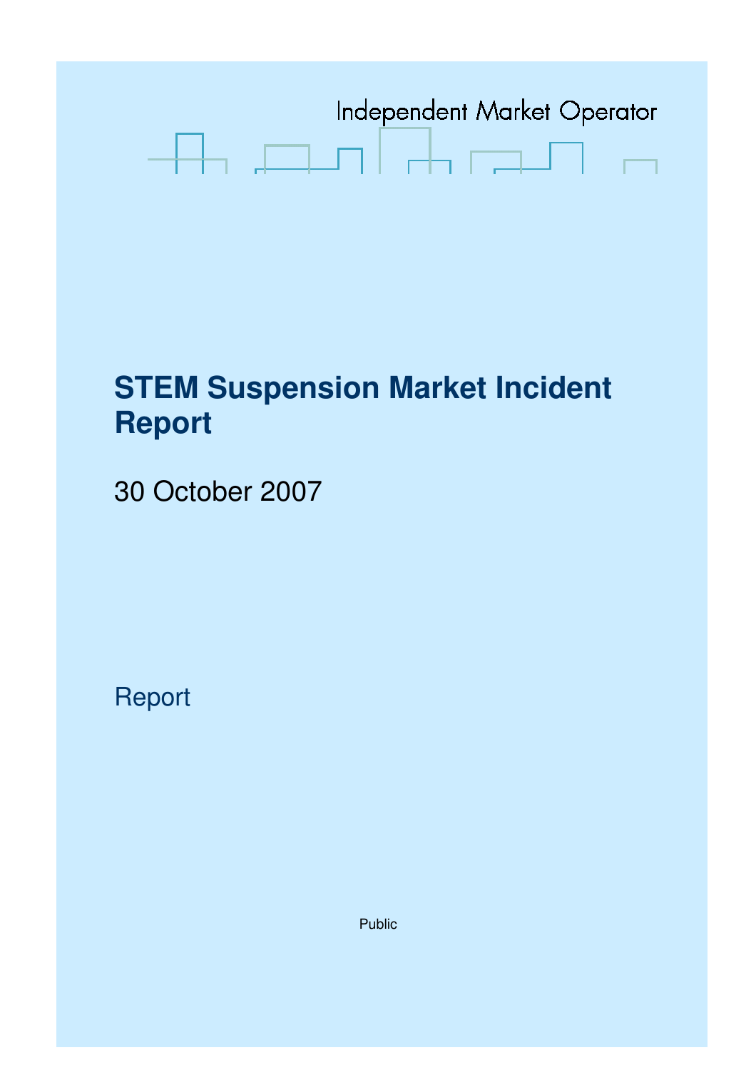Independent Market Operator

# STEM Suspension Market Incident Report

30 October 2007

Report

Public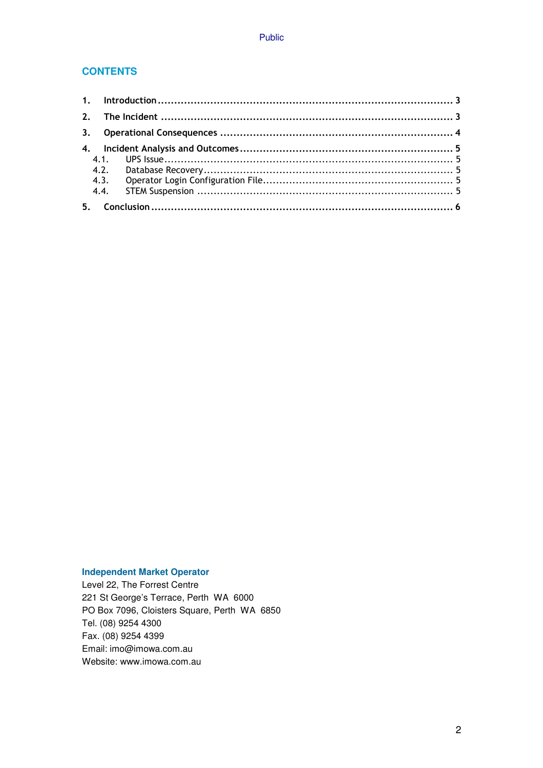## CONTENTS

| | | |
|---|---|---|
| **1.** | **Introduction** | **3** |
| **2.** | **The Incident** | **3** |
| **3.** | **Operational Consequences** | **4** |
| **4.** | **Incident Analysis and Outcomes** | **5** |
| 4.1. | UPS Issue | 5 |
| 4.2. | Database Recovery | 5 |
| 4.3. | Operator Login Configuration File | 5 |
| 4.4. | STEM Suspension | 5 |
| **5.** | **Conclusion** | **6** |

**Independent Market Operator**
Level 22, The Forrest Centre
221 St George's Terrace, Perth WA 6000
PO Box 7096, Cloisters Square, Perth WA 6850
Tel. (08) 9254 4300
Fax. (08) 9254 4399
Email: imo@imowa.com.au
Website: www.imowa.com.au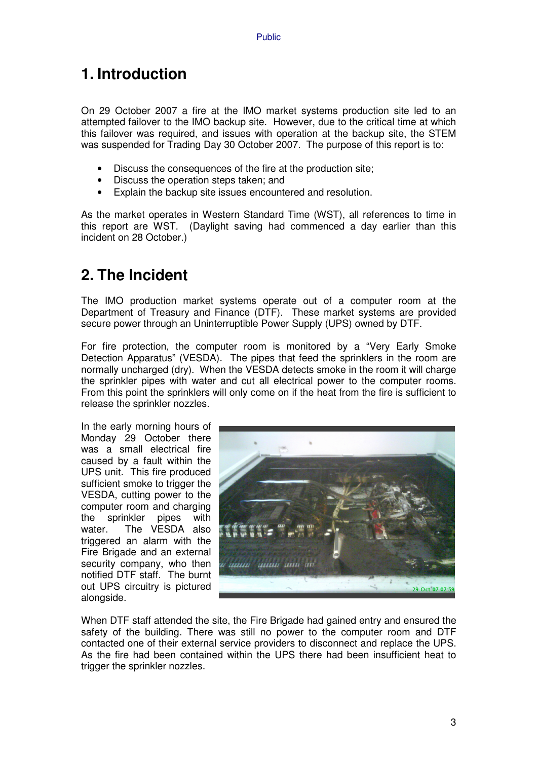# 1. Introduction

On 29 October 2007 a fire at the IMO market systems production site led to an attempted failover to the IMO backup site. However, due to the critical time at which this failover was required, and issues with operation at the backup site, the STEM was suspended for Trading Day 30 October 2007. The purpose of this report is to:

- Discuss the consequences of the fire at the production site;
- Discuss the operation steps taken; and
- Explain the backup site issues encountered and resolution.

As the market operates in Western Standard Time (WST), all references to time in this report are WST. (Daylight saving had commenced a day earlier than this incident on 28 October.)

# 2. The Incident

The IMO production market systems operate out of a computer room at the Department of Treasury and Finance (DTF). These market systems are provided secure power through an Uninterruptible Power Supply (UPS) owned by DTF.

For fire protection, the computer room is monitored by a "Very Early Smoke Detection Apparatus" (VESDA). The pipes that feed the sprinklers in the room are normally uncharged (dry). When the VESDA detects smoke in the room it will charge the sprinkler pipes with water and cut all electrical power to the computer rooms. From this point the sprinklers will only come on if the heat from the fire is sufficient to release the sprinkler nozzles.

In the early morning hours of Monday 29 October there was a small electrical fire caused by a fault within the UPS unit. This fire produced sufficient smoke to trigger the VESDA, cutting power to the computer room and charging the sprinkler pipes with water. The VESDA also triggered an alarm with the Fire Brigade and an external security company, who then notified DTF staff. The burnt out UPS circuitry is pictured alongside.

When DTF staff attended the site, the Fire Brigade had gained entry and ensured the safety of the building. There was still no power to the computer room and DTF contacted one of their external service providers to disconnect and replace the UPS. As the fire had been contained within the UPS there had been insufficient heat to trigger the sprinkler nozzles.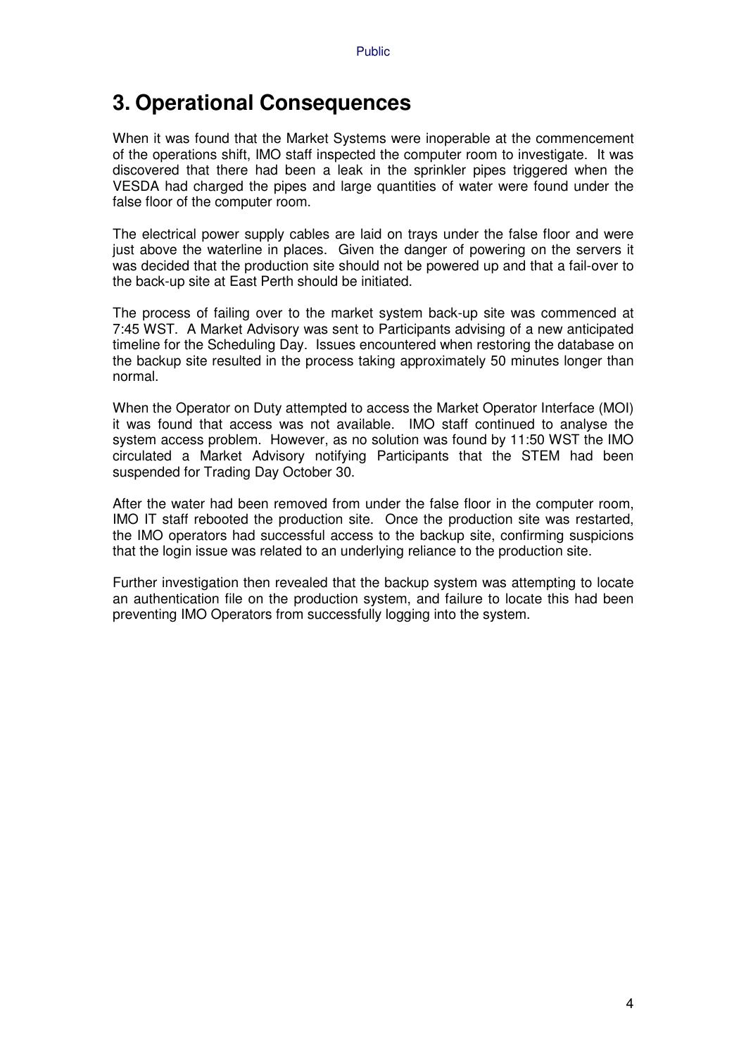# 3. Operational Consequences

When it was found that the Market Systems were inoperable at the commencement of the operations shift, IMO staff inspected the computer room to investigate. It was discovered that there had been a leak in the sprinkler pipes triggered when the VESDA had charged the pipes and large quantities of water were found under the false floor of the computer room.

The electrical power supply cables are laid on trays under the false floor and were just above the waterline in places. Given the danger of powering on the servers it was decided that the production site should not be powered up and that a fail-over to the back-up site at East Perth should be initiated.

The process of failing over to the market system back-up site was commenced at 7:45 WST. A Market Advisory was sent to Participants advising of a new anticipated timeline for the Scheduling Day. Issues encountered when restoring the database on the backup site resulted in the process taking approximately 50 minutes longer than normal.

When the Operator on Duty attempted to access the Market Operator Interface (MOI) it was found that access was not available. IMO staff continued to analyse the system access problem. However, as no solution was found by 11:50 WST the IMO circulated a Market Advisory notifying Participants that the STEM had been suspended for Trading Day October 30.

After the water had been removed from under the false floor in the computer room, IMO IT staff rebooted the production site. Once the production site was restarted, the IMO operators had successful access to the backup site, confirming suspicions that the login issue was related to an underlying reliance to the production site.

Further investigation then revealed that the backup system was attempting to locate an authentication file on the production system, and failure to locate this had been preventing IMO Operators from successfully logging into the system.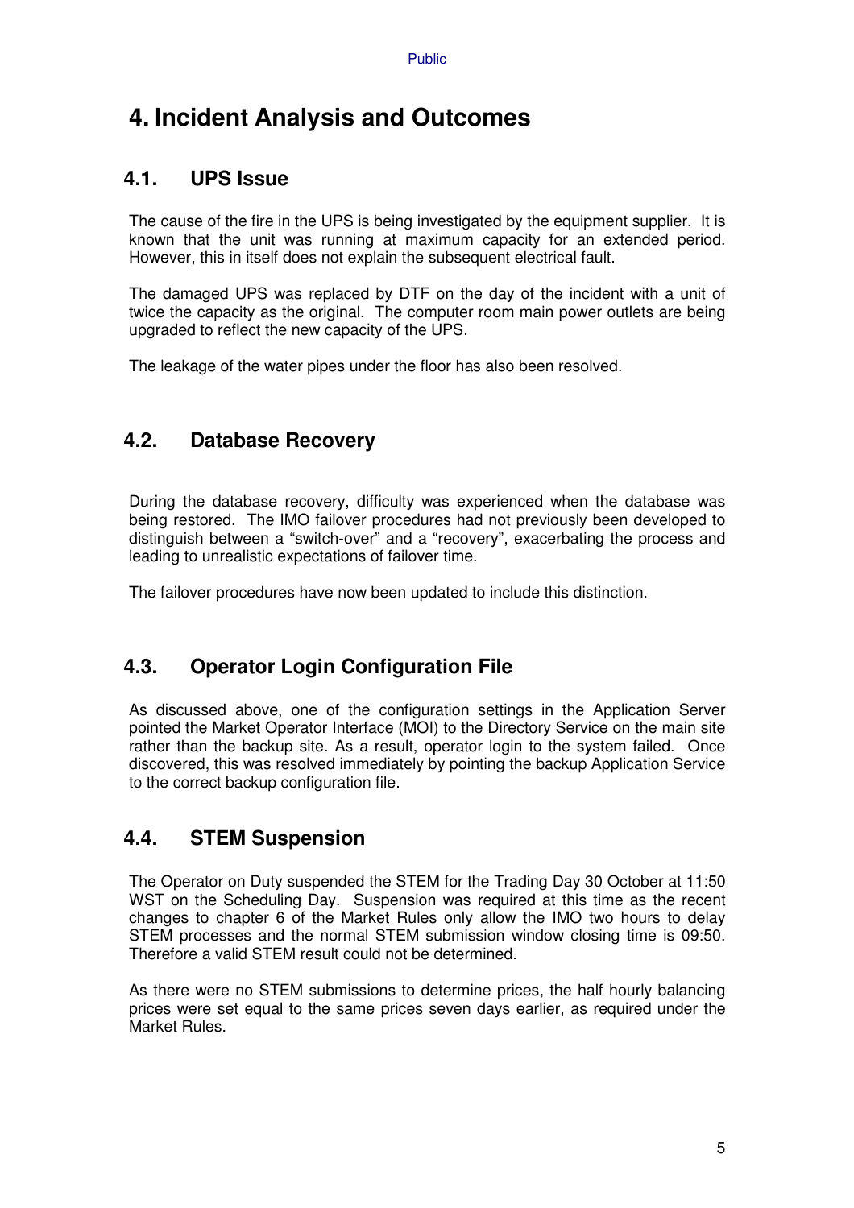# 4. Incident Analysis and Outcomes

## 4.1. UPS Issue

The cause of the fire in the UPS is being investigated by the equipment supplier. It is known that the unit was running at maximum capacity for an extended period. However, this in itself does not explain the subsequent electrical fault.

The damaged UPS was replaced by DTF on the day of the incident with a unit of twice the capacity as the original. The computer room main power outlets are being upgraded to reflect the new capacity of the UPS.

The leakage of the water pipes under the floor has also been resolved.

## 4.2. Database Recovery

During the database recovery, difficulty was experienced when the database was being restored. The IMO failover procedures had not previously been developed to distinguish between a "switch-over" and a "recovery", exacerbating the process and leading to unrealistic expectations of failover time.

The failover procedures have now been updated to include this distinction.

## 4.3. Operator Login Configuration File

As discussed above, one of the configuration settings in the Application Server pointed the Market Operator Interface (MOI) to the Directory Service on the main site rather than the backup site. As a result, operator login to the system failed. Once discovered, this was resolved immediately by pointing the backup Application Service to the correct backup configuration file.

## 4.4. STEM Suspension

The Operator on Duty suspended the STEM for the Trading Day 30 October at 11:50 WST on the Scheduling Day. Suspension was required at this time as the recent changes to chapter 6 of the Market Rules only allow the IMO two hours to delay STEM processes and the normal STEM submission window closing time is 09:50. Therefore a valid STEM result could not be determined.

As there were no STEM submissions to determine prices, the half hourly balancing prices were set equal to the same prices seven days earlier, as required under the Market Rules.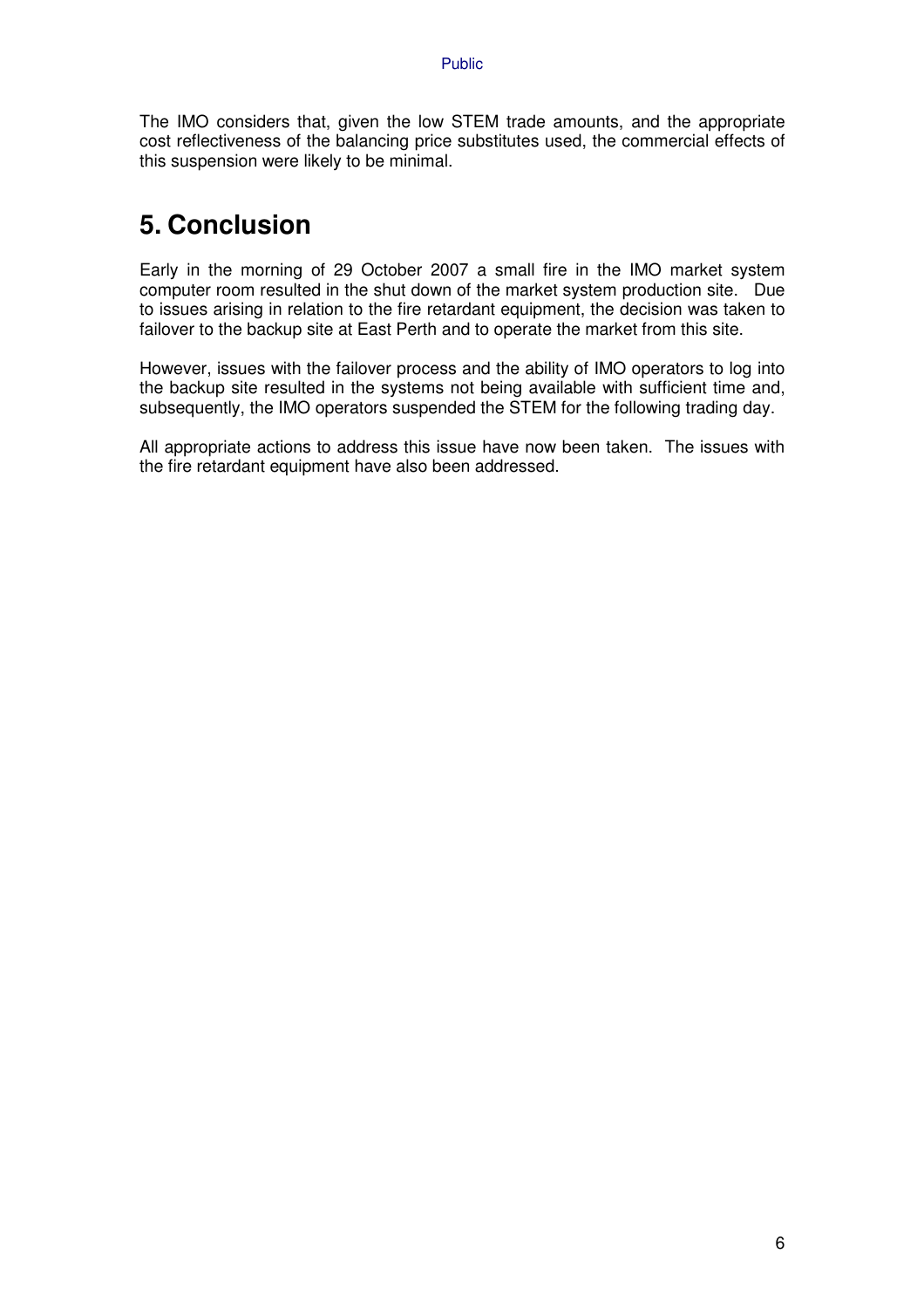The IMO considers that, given the low STEM trade amounts, and the appropriate cost reflectiveness of the balancing price substitutes used, the commercial effects of this suspension were likely to be minimal.

# 5. Conclusion

Early in the morning of 29 October 2007 a small fire in the IMO market system computer room resulted in the shut down of the market system production site. Due to issues arising in relation to the fire retardant equipment, the decision was taken to failover to the backup site at East Perth and to operate the market from this site.

However, issues with the failover process and the ability of IMO operators to log into the backup site resulted in the systems not being available with sufficient time and, subsequently, the IMO operators suspended the STEM for the following trading day.

All appropriate actions to address this issue have now been taken. The issues with the fire retardant equipment have also been addressed.